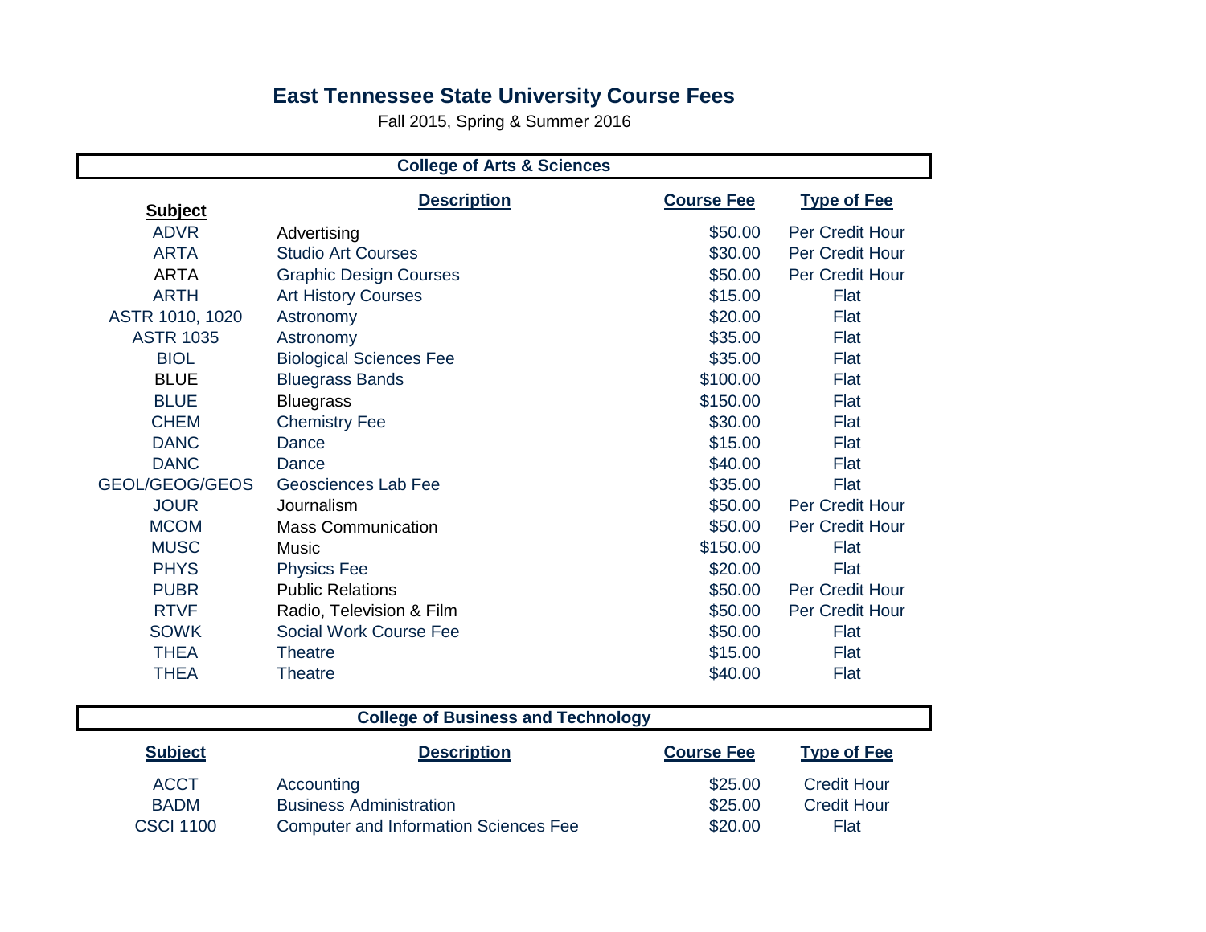# East Tennessee State University Course Fees

Fall 2015, Spring & Summer 2016

## College of Arts & Sciences

| Subject | Description | Course Fee | Type of Fee |
|---|---|---|---|
| ADVR | Advertising | $50.00 | Per Credit Hour |
| ARTA | Studio Art Courses | $30.00 | Per Credit Hour |
| ARTA | Graphic Design Courses | $50.00 | Per Credit Hour |
| ARTH | Art History Courses | $15.00 | Flat |
| ASTR 1010, 1020 | Astronomy | $20.00 | Flat |
| ASTR 1035 | Astronomy | $35.00 | Flat |
| BIOL | Biological Sciences Fee | $35.00 | Flat |
| BLUE | Bluegrass Bands | $100.00 | Flat |
| BLUE | Bluegrass | $150.00 | Flat |
| CHEM | Chemistry Fee | $30.00 | Flat |
| DANC | Dance | $15.00 | Flat |
| DANC | Dance | $40.00 | Flat |
| GEOL/GEOG/GEOS | Geosciences Lab Fee | $35.00 | Flat |
| JOUR | Journalism | $50.00 | Per Credit Hour |
| MCOM | Mass Communication | $50.00 | Per Credit Hour |
| MUSC | Music | $150.00 | Flat |
| PHYS | Physics Fee | $20.00 | Flat |
| PUBR | Public Relations | $50.00 | Per Credit Hour |
| RTVF | Radio, Television & Film | $50.00 | Per Credit Hour |
| SOWK | Social Work Course Fee | $50.00 | Flat |
| THEA | Theatre | $15.00 | Flat |
| THEA | Theatre | $40.00 | Flat |

## College of Business and Technology

| Subject | Description | Course Fee | Type of Fee |
|---|---|---|---|
| ACCT | Accounting | $25.00 | Credit Hour |
| BADM | Business Administration | $25.00 | Credit Hour |
| CSCI 1100 | Computer and Information Sciences Fee | $20.00 | Flat |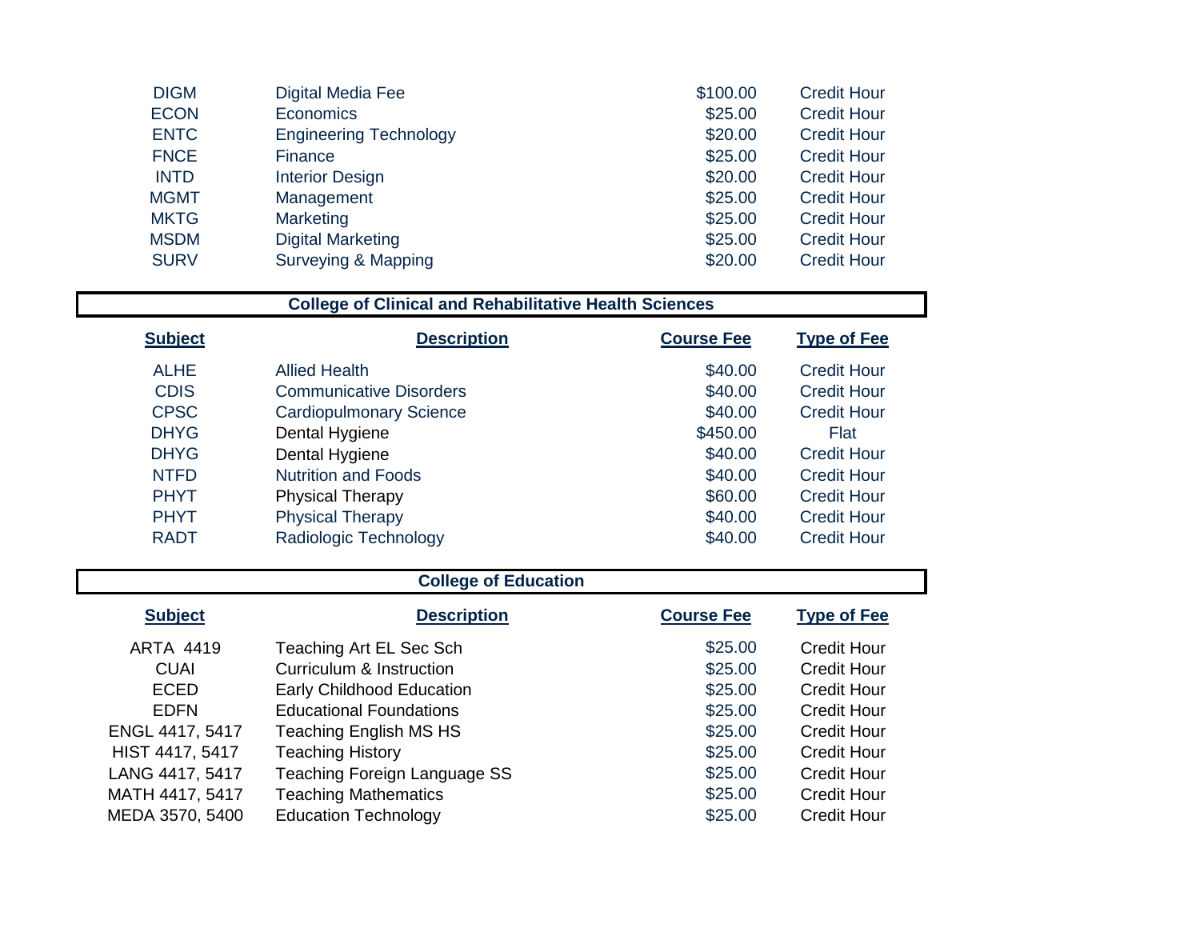| Subject | Description | Course Fee | Type of Fee |
|---|---|---|---|
| DIGM | Digital Media Fee | $100.00 | Credit Hour |
| ECON | Economics | $25.00 | Credit Hour |
| ENTC | Engineering Technology | $20.00 | Credit Hour |
| FNCE | Finance | $25.00 | Credit Hour |
| INTD | Interior Design | $20.00 | Credit Hour |
| MGMT | Management | $25.00 | Credit Hour |
| MKTG | Marketing | $25.00 | Credit Hour |
| MSDM | Digital Marketing | $25.00 | Credit Hour |
| SURV | Surveying & Mapping | $20.00 | Credit Hour |

## College of Clinical and Rehabilitative Health Sciences

| Subject | Description | Course Fee | Type of Fee |
|---|---|---|---|
| ALHE | Allied Health | $40.00 | Credit Hour |
| CDIS | Communicative Disorders | $40.00 | Credit Hour |
| CPSC | Cardiopulmonary Science | $40.00 | Credit Hour |
| DHYG | Dental Hygiene | $450.00 | Flat |
| DHYG | Dental Hygiene | $40.00 | Credit Hour |
| NTFD | Nutrition and Foods | $40.00 | Credit Hour |
| PHYT | Physical Therapy | $60.00 | Credit Hour |
| PHYT | Physical Therapy | $40.00 | Credit Hour |
| RADT | Radiologic Technology | $40.00 | Credit Hour |

## College of Education

| Subject | Description | Course Fee | Type of Fee |
|---|---|---|---|
| ARTA 4419 | Teaching Art EL Sec Sch | $25.00 | Credit Hour |
| CUAI | Curriculum & Instruction | $25.00 | Credit Hour |
| ECED | Early Childhood Education | $25.00 | Credit Hour |
| EDFN | Educational Foundations | $25.00 | Credit Hour |
| ENGL 4417, 5417 | Teaching English MS HS | $25.00 | Credit Hour |
| HIST 4417, 5417 | Teaching History | $25.00 | Credit Hour |
| LANG 4417, 5417 | Teaching Foreign Language SS | $25.00 | Credit Hour |
| MATH 4417, 5417 | Teaching Mathematics | $25.00 | Credit Hour |
| MEDA 3570, 5400 | Education Technology | $25.00 | Credit Hour |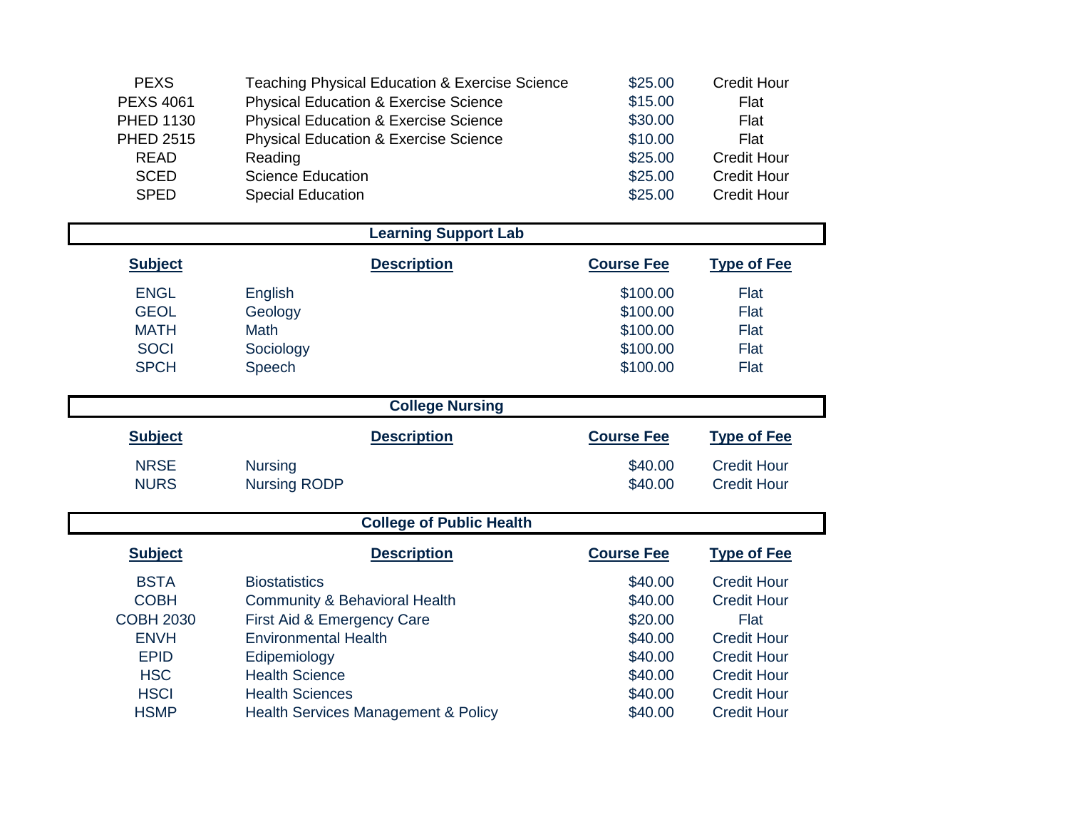| Subject | Description | Course Fee | Type of Fee |
|---|---|---|---|
| PEXS | Teaching Physical Education & Exercise Science | $25.00 | Credit Hour |
| PEXS 4061 | Physical Education & Exercise Science | $15.00 | Flat |
| PHED 1130 | Physical Education & Exercise Science | $30.00 | Flat |
| PHED 2515 | Physical Education & Exercise Science | $10.00 | Flat |
| READ | Reading | $25.00 | Credit Hour |
| SCED | Science Education | $25.00 | Credit Hour |
| SPED | Special Education | $25.00 | Credit Hour |

## Learning Support Lab

| Subject | Description | Course Fee | Type of Fee |
|---|---|---|---|
| ENGL | English | $100.00 | Flat |
| GEOL | Geology | $100.00 | Flat |
| MATH | Math | $100.00 | Flat |
| SOCI | Sociology | $100.00 | Flat |
| SPCH | Speech | $100.00 | Flat |

## College Nursing

| Subject | Description | Course Fee | Type of Fee |
|---|---|---|---|
| NRSE | Nursing | $40.00 | Credit Hour |
| NURS | Nursing RODP | $40.00 | Credit Hour |

## College of Public Health

| Subject | Description | Course Fee | Type of Fee |
|---|---|---|---|
| BSTA | Biostatistics | $40.00 | Credit Hour |
| COBH | Community & Behavioral Health | $40.00 | Credit Hour |
| COBH 2030 | First Aid & Emergency Care | $20.00 | Flat |
| ENVH | Environmental Health | $40.00 | Credit Hour |
| EPID | Edipemiology | $40.00 | Credit Hour |
| HSC | Health Science | $40.00 | Credit Hour |
| HSCI | Health Sciences | $40.00 | Credit Hour |
| HSMP | Health Services Management & Policy | $40.00 | Credit Hour |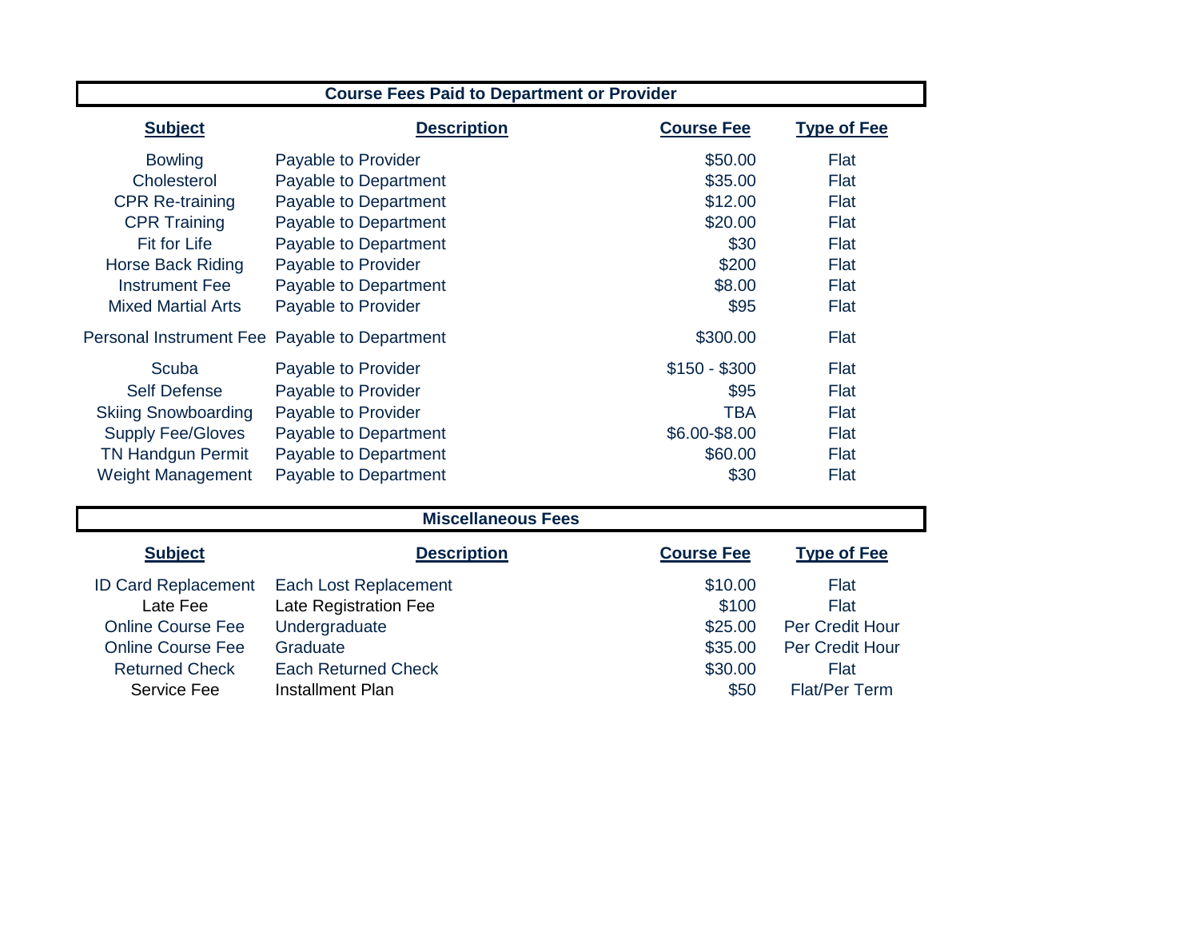## Course Fees Paid to Department or Provider

| Subject | Description | Course Fee | Type of Fee |
|---|---|---|---|
| Bowling | Payable to Provider | $50.00 | Flat |
| Cholesterol | Payable to Department | $35.00 | Flat |
| CPR Re-training | Payable to Department | $12.00 | Flat |
| CPR Training | Payable to Department | $20.00 | Flat |
| Fit for Life | Payable to Department | $30 | Flat |
| Horse Back Riding | Payable to Provider | $200 | Flat |
| Instrument Fee | Payable to Department | $8.00 | Flat |
| Mixed Martial Arts | Payable to Provider | $95 | Flat |
| Personal Instrument Fee | Payable to Department | $300.00 | Flat |
| Scuba | Payable to Provider | $150 - $300 | Flat |
| Self Defense | Payable to Provider | $95 | Flat |
| Skiing Snowboarding | Payable to Provider | TBA | Flat |
| Supply Fee/Gloves | Payable to Department | $6.00-$8.00 | Flat |
| TN Handgun Permit | Payable to Department | $60.00 | Flat |
| Weight Management | Payable to Department | $30 | Flat |

## Miscellaneous Fees

| Subject | Description | Course Fee | Type of Fee |
|---|---|---|---|
| ID Card Replacement | Each Lost Replacement | $10.00 | Flat |
| Late Fee | Late Registration Fee | $100 | Flat |
| Online Course Fee | Undergraduate | $25.00 | Per Credit Hour |
| Online Course Fee | Graduate | $35.00 | Per Credit Hour |
| Returned Check | Each Returned Check | $30.00 | Flat |
| Service Fee | Installment Plan | $50 | Flat/Per Term |